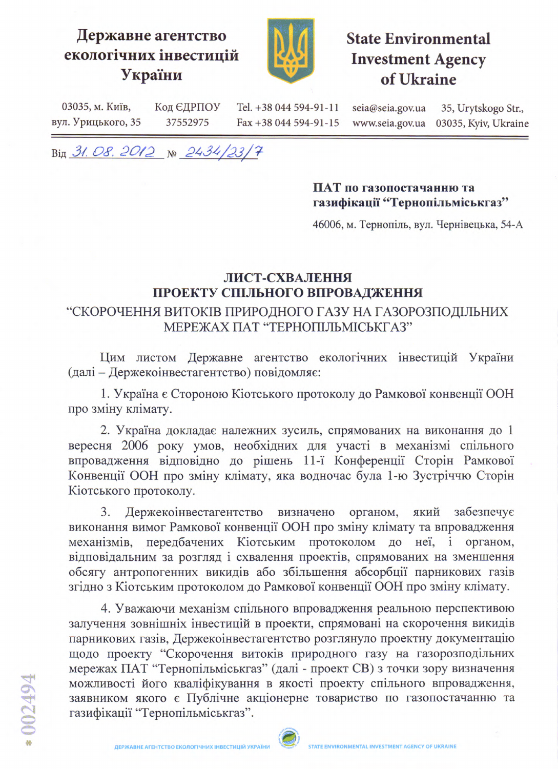**Державне агентство екологічних інвестицій України**

**State Environmental Investment Agency of Ukraine**

03035, м. Київ, вул. Урицького, 35 | Код ЄДРПОУ 37552975 | Tel. +38 044 594-91-11 Fax +38 044 594-91-15 | seia@seia.gov.ua www.seia.gov.ua | 35, Urytskogo Str., 03035, Kyiv, Ukraine

Від 31.08.2012 № 2434/23/7

**ПАТ по газопостачанню та газифікації "Тернопільміськгаз"**

46006, м. Тернопіль, вул. Чернівецька, 54-А

## ЛИСТ-СХВАЛЕННЯ ПРОЕКТУ СПІЛЬНОГО ВПРОВАДЖЕННЯ "СКОРОЧЕННЯ ВИТОКІВ ПРИРОДНОГО ГАЗУ НА ГАЗОРОЗПОДІЛЬНИХ МЕРЕЖАХ ПАТ "ТЕРНОПІЛЬМІСЬКГАЗ"

Цим листом Державне агентство екологічних інвестицій України (далі – Держекоінвестагентство) повідомляє:

1. Україна є Стороною Кіотського протоколу до Рамкової конвенції ООН про зміну клімату.

2. Україна докладає належних зусиль, спрямованих на виконання до 1 вересня 2006 року умов, необхідних для участі в механізмі спільного впровадження відповідно до рішень 11-ї Конференції Сторін Рамкової Конвенції ООН про зміну клімату, яка водночас була 1-ю Зустріччю Сторін Кіотського протоколу.

3. Держекоінвестагентство визначено органом, який забезпечує виконання вимог Рамкової конвенції ООН про зміну клімату та впровадження механізмів, передбачених Кіотським протоколом до неї, і органом, відповідальним за розгляд і схвалення проектів, спрямованих на зменшення обсягу антропогенних викидів або збільшення абсорбції парникових газів згідно з Кіотським протоколом до Рамкової конвенції ООН про зміну клімату.

4. Уважаючи механізм спільного впровадження реальною перспективою залучення зовнішніх інвестицій в проекти, спрямовані на скорочення викидів парникових газів, Держекоінвестагентство розглянуло проектну документацію щодо проекту "Скорочення витоків природного газу на газорозподільних мережах ПАТ "Тернопільміськгаз" (далі - проект СВ) з точки зору визначення можливості його кваліфікування в якості проекту спільного впровадження, заявником якого є Публічне акціонерне товариство по газопостачанню та газифікації "Тернопільміськгаз".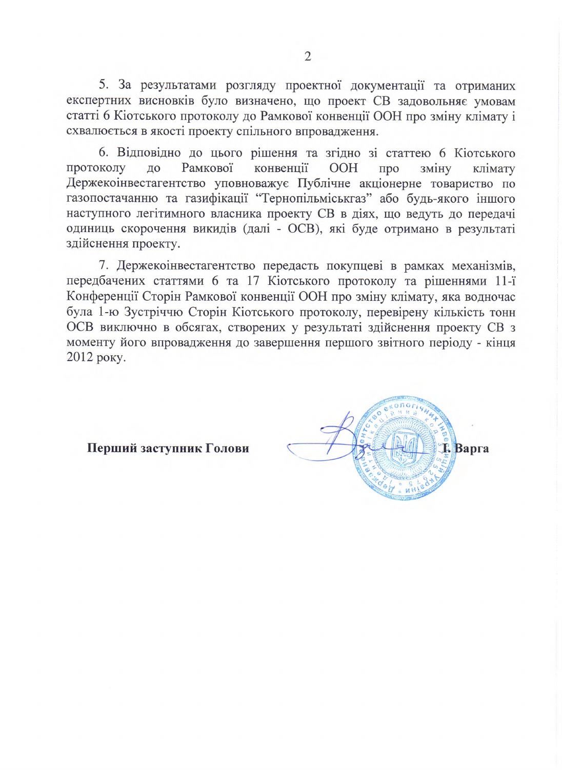5. За результатами розгляду проектної документації та отриманих експертних висновків було визначено, що проект СВ задовольняє умовам статті 6 Кіотського протоколу до Рамкової конвенції ООН про зміну клімату і схвалюється в якості проекту спільного впровадження.

6. Відповідно до цього рішення та згідно зі статтею 6 Кіотського протоколу до Рамкової конвенції ООН про зміну клімату Держекоінвестагентство уповноважує Публічне акціонерне товариство по газопостачанню та газифікації "Тернопільміськгаз" або будь-якого іншого наступного легітимного власника проекту СВ в діях, що ведуть до передачі одиниць скорочення викидів (далі - ОСВ), які буде отримано в результаті здійснення проекту.

7. Держекоінвестагентство передасть покупцеві в рамках механізмів, передбачених статтями 6 та 17 Кіотського протоколу та рішеннями 11-ї Конференції Сторін Рамкової конвенції ООН про зміну клімату, яка водночас була 1-ю Зустріччю Сторін Кіотського протоколу, перевірену кількість тонн ОСВ виключно в обсягах, створених у результаті здійснення проекту СВ з моменту його впровадження до завершення першого звітного періоду - кінця 2012 року.

**Перший заступник Голови** **І. Варга**